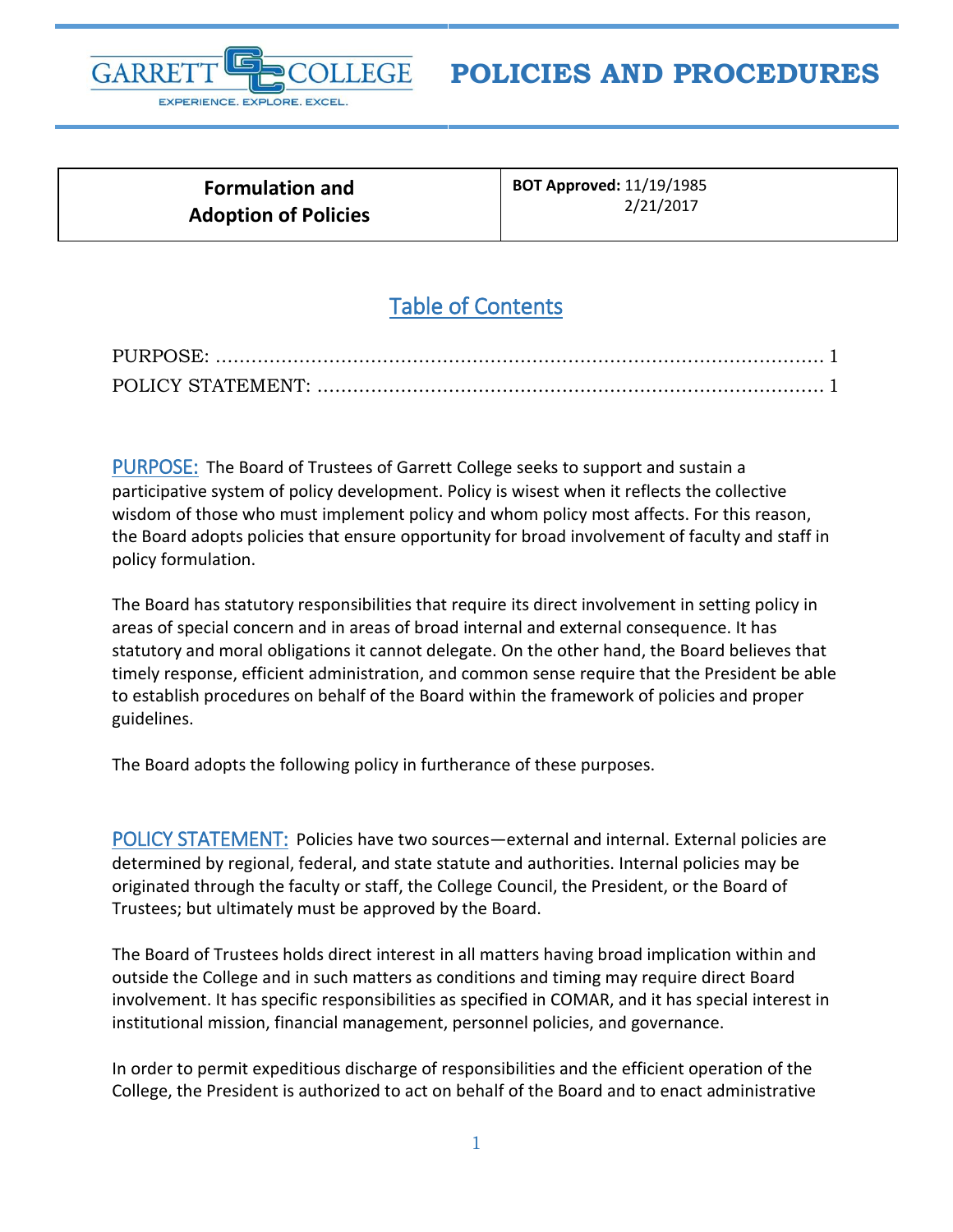# POLICIES AND PROCEDURES

| Formulation and Adoption of Policies | **BOT Approved:** 11/19/1985<br>2/21/2017 |
|---|---|

## Table of Contents

PURPOSE: ........................................................................................ 1
POLICY STATEMENT: ..................................................................... 1

**PURPOSE:** The Board of Trustees of Garrett College seeks to support and sustain a participative system of policy development. Policy is wisest when it reflects the collective wisdom of those who must implement policy and whom policy most affects. For this reason, the Board adopts policies that ensure opportunity for broad involvement of faculty and staff in policy formulation.

The Board has statutory responsibilities that require its direct involvement in setting policy in areas of special concern and in areas of broad internal and external consequence. It has statutory and moral obligations it cannot delegate. On the other hand, the Board believes that timely response, efficient administration, and common sense require that the President be able to establish procedures on behalf of the Board within the framework of policies and proper guidelines.

The Board adopts the following policy in furtherance of these purposes.

**POLICY STATEMENT:** Policies have two sources—external and internal. External policies are determined by regional, federal, and state statute and authorities. Internal policies may be originated through the faculty or staff, the College Council, the President, or the Board of Trustees; but ultimately must be approved by the Board.

The Board of Trustees holds direct interest in all matters having broad implication within and outside the College and in such matters as conditions and timing may require direct Board involvement. It has specific responsibilities as specified in COMAR, and it has special interest in institutional mission, financial management, personnel policies, and governance.

In order to permit expeditious discharge of responsibilities and the efficient operation of the College, the President is authorized to act on behalf of the Board and to enact administrative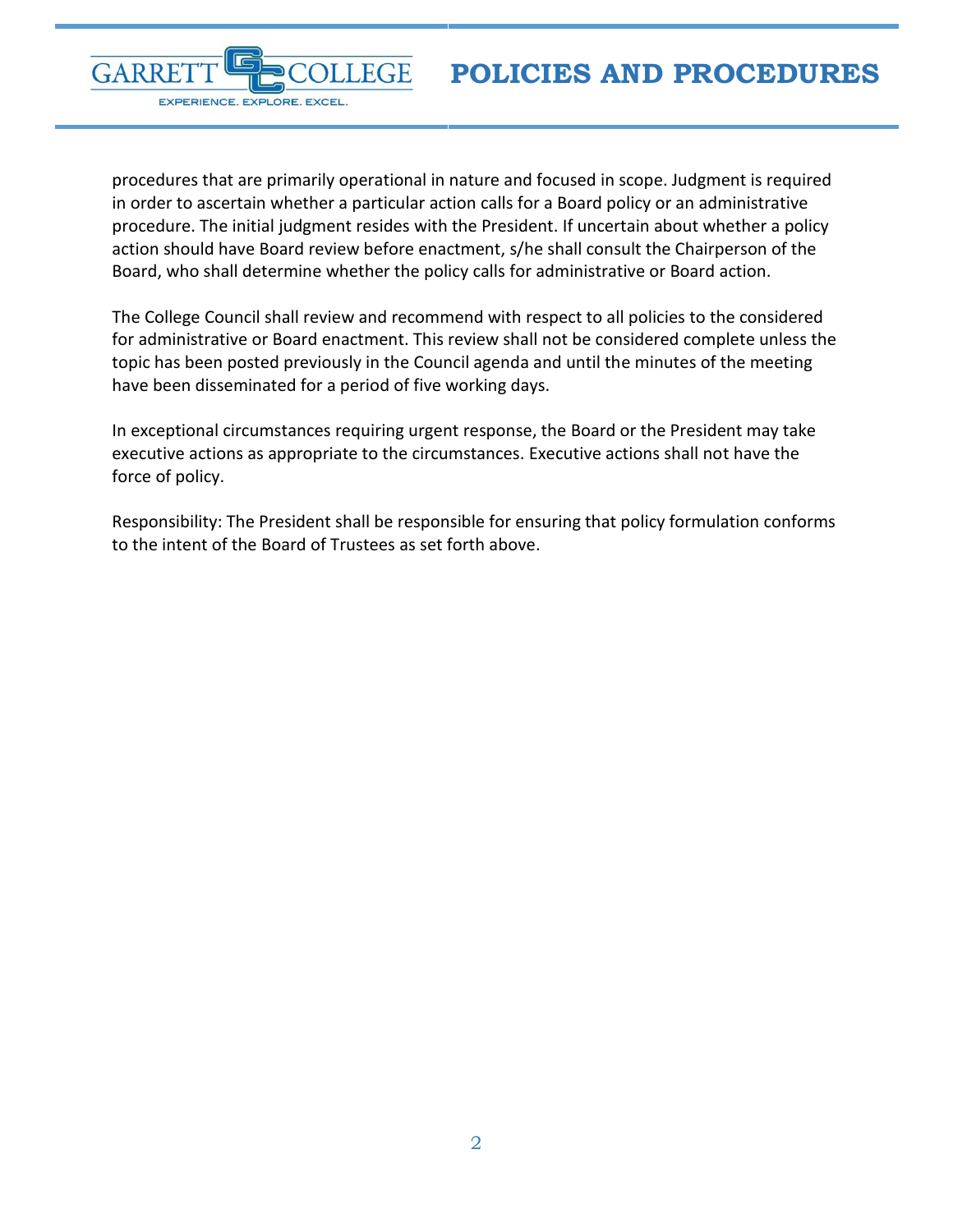procedures that are primarily operational in nature and focused in scope. Judgment is required in order to ascertain whether a particular action calls for a Board policy or an administrative procedure. The initial judgment resides with the President. If uncertain about whether a policy action should have Board review before enactment, s/he shall consult the Chairperson of the Board, who shall determine whether the policy calls for administrative or Board action.

The College Council shall review and recommend with respect to all policies to the considered for administrative or Board enactment. This review shall not be considered complete unless the topic has been posted previously in the Council agenda and until the minutes of the meeting have been disseminated for a period of five working days.

In exceptional circumstances requiring urgent response, the Board or the President may take executive actions as appropriate to the circumstances. Executive actions shall not have the force of policy.

Responsibility: The President shall be responsible for ensuring that policy formulation conforms to the intent of the Board of Trustees as set forth above.